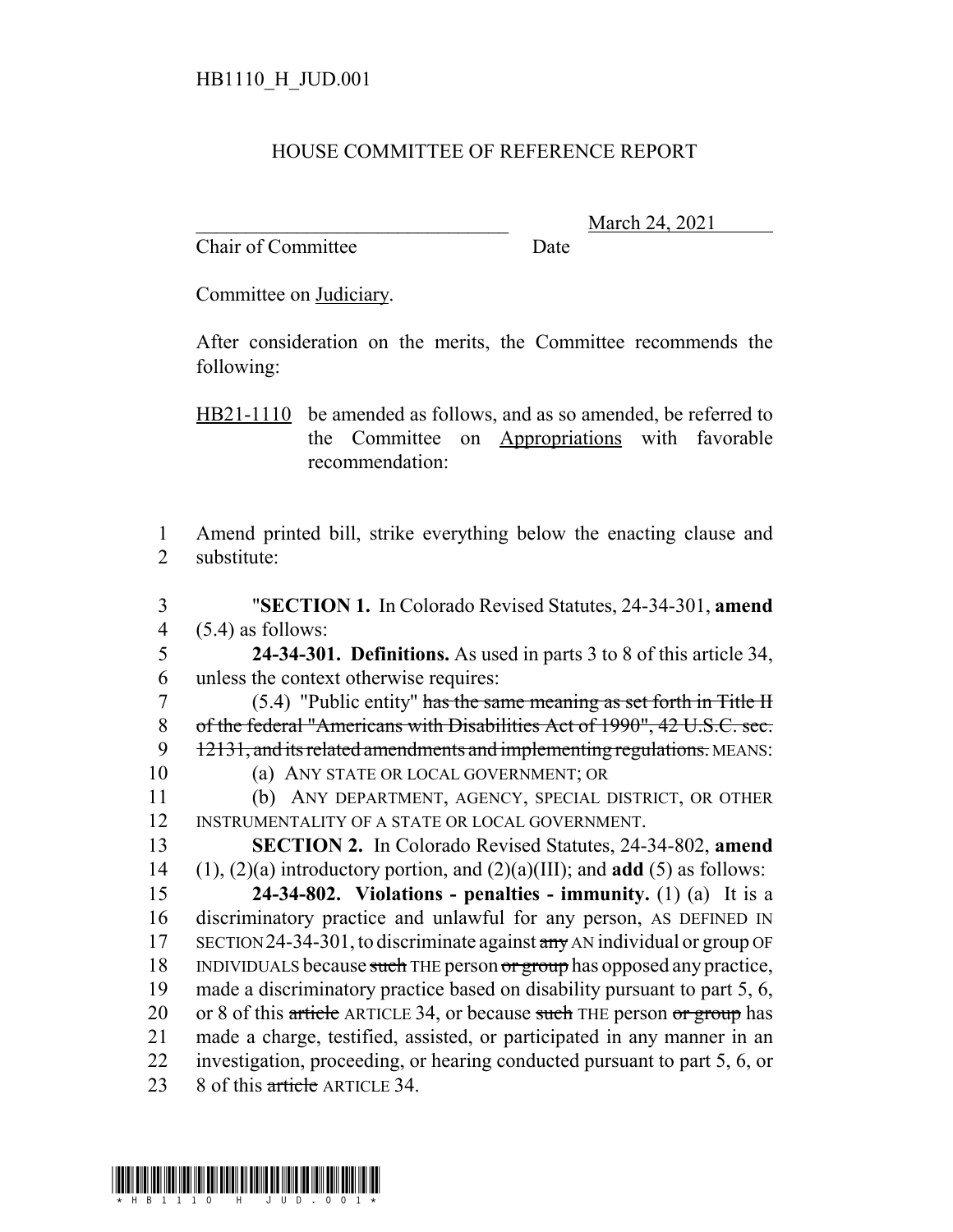HB1110_H_JUD.001

# HOUSE COMMITTEE OF REFERENCE REPORT

_______________________________ March 24, 2021
Chair of Committee Date

Committee on Judiciary.

After consideration on the merits, the Committee recommends the following:

HB21-1110 be amended as follows, and as so amended, be referred to the Committee on Appropriations with favorable recommendation:

1 Amend printed bill, strike everything below the enacting clause and
2 substitute:

3 "**SECTION 1.** In Colorado Revised Statutes, 24-34-301, **amend**
4 (5.4) as follows:
5 **24-34-301. Definitions.** As used in parts 3 to 8 of this article 34,
6 unless the context otherwise requires:
7 (5.4) "Public entity" ~~has the same meaning as set forth in Title II~~
8 ~~of the federal "Americans with Disabilities Act of 1990", 42 U.S.C. sec.~~
9 ~~12131, and its related amendments and implementing regulations.~~ MEANS:
10 (a) ANY STATE OR LOCAL GOVERNMENT; OR
11 (b) ANY DEPARTMENT, AGENCY, SPECIAL DISTRICT, OR OTHER
12 INSTRUMENTALITY OF A STATE OR LOCAL GOVERNMENT.
13 **SECTION 2.** In Colorado Revised Statutes, 24-34-802, **amend**
14 (1), (2)(a) introductory portion, and (2)(a)(III); and **add** (5) as follows:
15 **24-34-802. Violations - penalties - immunity.** (1) (a) It is a
16 discriminatory practice and unlawful for any person, AS DEFINED IN
17 SECTION 24-34-301, to discriminate against ~~any~~ AN individual or group OF
18 INDIVIDUALS because ~~such~~ THE person ~~or group~~ has opposed any practice,
19 made a discriminatory practice based on disability pursuant to part 5, 6,
20 or 8 of this ~~article~~ ARTICLE 34, or because ~~such~~ THE person ~~or group~~ has
21 made a charge, testified, assisted, or participated in any manner in an
22 investigation, proceeding, or hearing conducted pursuant to part 5, 6, or
23 8 of this ~~article~~ ARTICLE 34.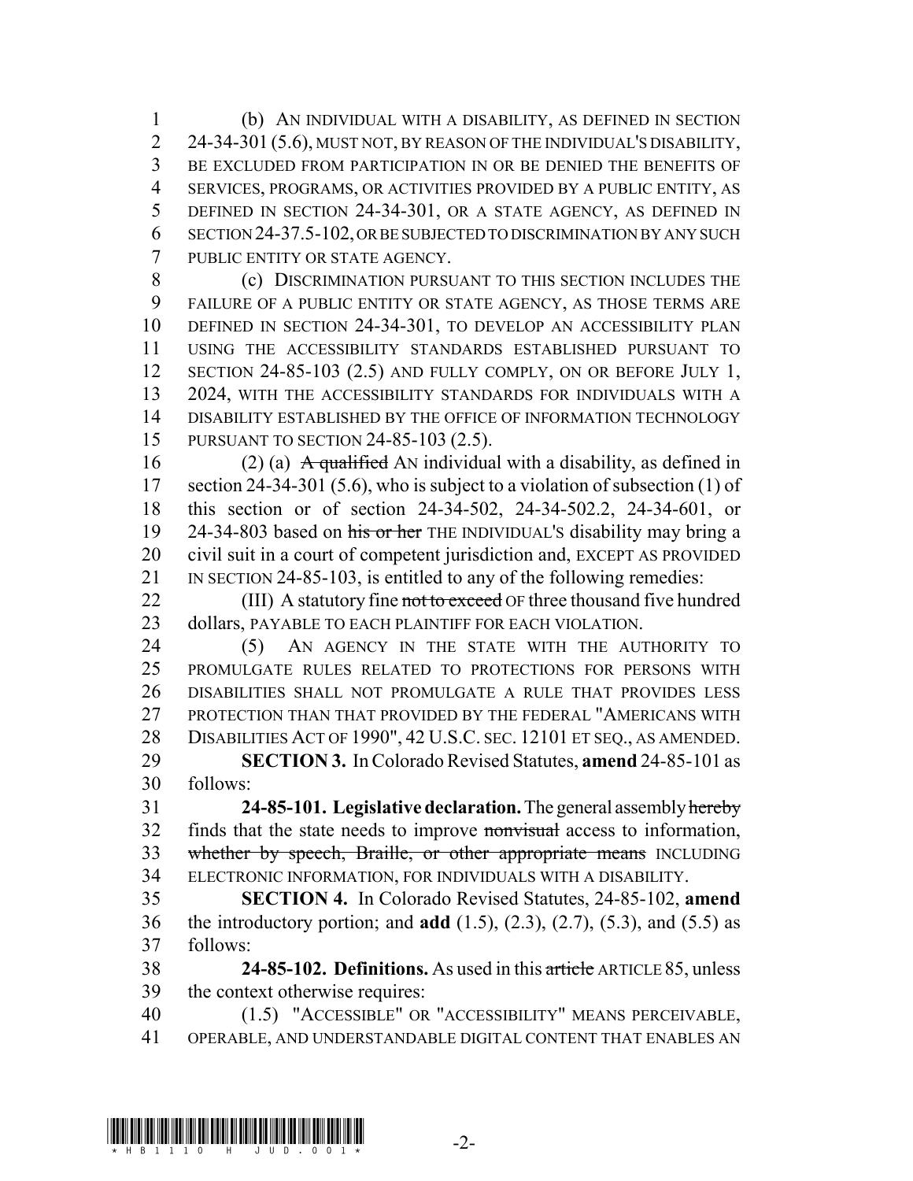(b) AN INDIVIDUAL WITH A DISABILITY, AS DEFINED IN SECTION 24-34-301 (5.6), MUST NOT, BY REASON OF THE INDIVIDUAL'S DISABILITY, BE EXCLUDED FROM PARTICIPATION IN OR BE DENIED THE BENEFITS OF SERVICES, PROGRAMS, OR ACTIVITIES PROVIDED BY A PUBLIC ENTITY, AS DEFINED IN SECTION 24-34-301, OR A STATE AGENCY, AS DEFINED IN SECTION 24-37.5-102, OR BE SUBJECTED TO DISCRIMINATION BY ANY SUCH PUBLIC ENTITY OR STATE AGENCY.

(c) DISCRIMINATION PURSUANT TO THIS SECTION INCLUDES THE FAILURE OF A PUBLIC ENTITY OR STATE AGENCY, AS THOSE TERMS ARE DEFINED IN SECTION 24-34-301, TO DEVELOP AN ACCESSIBILITY PLAN USING THE ACCESSIBILITY STANDARDS ESTABLISHED PURSUANT TO SECTION 24-85-103 (2.5) AND FULLY COMPLY, ON OR BEFORE JULY 1, 2024, WITH THE ACCESSIBILITY STANDARDS FOR INDIVIDUALS WITH A DISABILITY ESTABLISHED BY THE OFFICE OF INFORMATION TECHNOLOGY PURSUANT TO SECTION 24-85-103 (2.5).

(2) (a) ~~A qualified~~ AN individual with a disability, as defined in section 24-34-301 (5.6), who is subject to a violation of subsection (1) of this section or of section 24-34-502, 24-34-502.2, 24-34-601, or 24-34-803 based on ~~his or her~~ THE INDIVIDUAL'S disability may bring a civil suit in a court of competent jurisdiction and, EXCEPT AS PROVIDED IN SECTION 24-85-103, is entitled to any of the following remedies:

(III) A statutory fine ~~not to exceed~~ OF three thousand five hundred dollars, PAYABLE TO EACH PLAINTIFF FOR EACH VIOLATION.

(5) AN AGENCY IN THE STATE WITH THE AUTHORITY TO PROMULGATE RULES RELATED TO PROTECTIONS FOR PERSONS WITH DISABILITIES SHALL NOT PROMULGATE A RULE THAT PROVIDES LESS PROTECTION THAN THAT PROVIDED BY THE FEDERAL "AMERICANS WITH DISABILITIES ACT OF 1990", 42 U.S.C. SEC. 12101 ET SEQ., AS AMENDED.

**SECTION 3.** In Colorado Revised Statutes, **amend** 24-85-101 as follows:

**24-85-101. Legislative declaration.** The general assembly ~~hereby~~ finds that the state needs to improve ~~nonvisual~~ access to information, ~~whether by speech, Braille, or other appropriate means~~ INCLUDING ELECTRONIC INFORMATION, FOR INDIVIDUALS WITH A DISABILITY.

**SECTION 4.** In Colorado Revised Statutes, 24-85-102, **amend** the introductory portion; and **add** (1.5), (2.3), (2.7), (5.3), and (5.5) as follows:

**24-85-102. Definitions.** As used in this ~~article~~ ARTICLE 85, unless the context otherwise requires:

(1.5) "ACCESSIBLE" OR "ACCESSIBILITY" MEANS PERCEIVABLE, OPERABLE, AND UNDERSTANDABLE DIGITAL CONTENT THAT ENABLES AN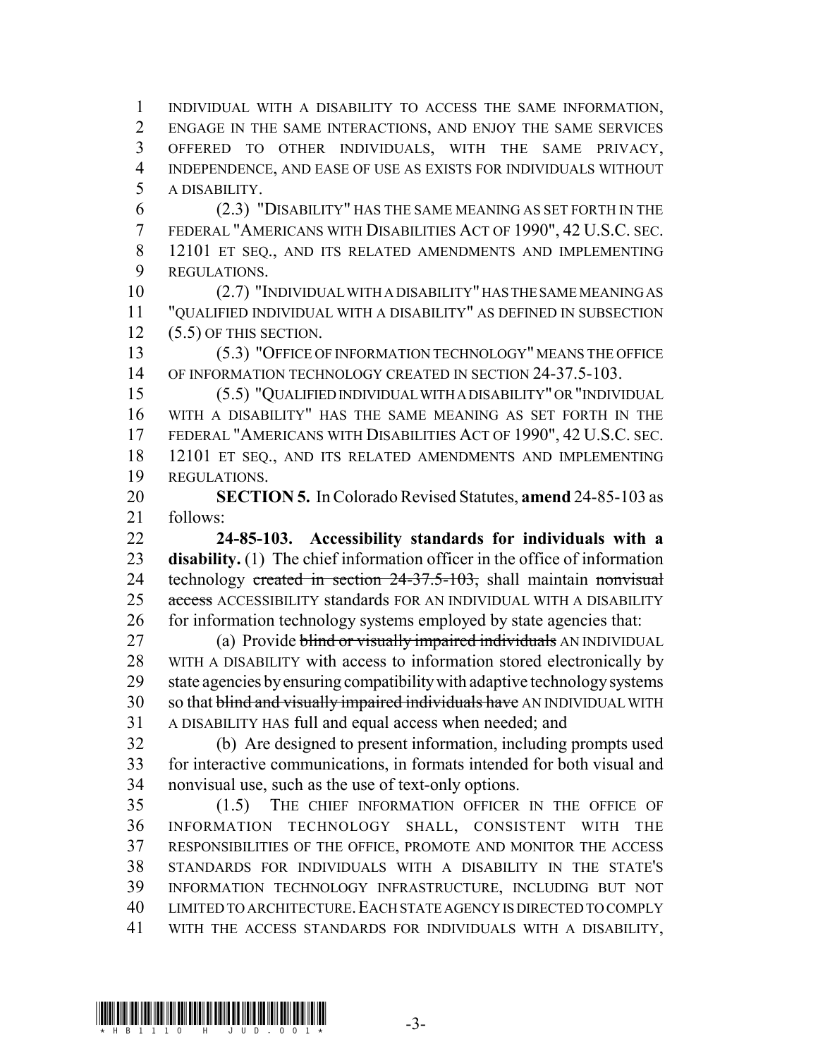INDIVIDUAL WITH A DISABILITY TO ACCESS THE SAME INFORMATION, ENGAGE IN THE SAME INTERACTIONS, AND ENJOY THE SAME SERVICES OFFERED TO OTHER INDIVIDUALS, WITH THE SAME PRIVACY, INDEPENDENCE, AND EASE OF USE AS EXISTS FOR INDIVIDUALS WITHOUT A DISABILITY.

(2.3) "DISABILITY" HAS THE SAME MEANING AS SET FORTH IN THE FEDERAL "AMERICANS WITH DISABILITIES ACT OF 1990", 42 U.S.C. SEC. 12101 ET SEQ., AND ITS RELATED AMENDMENTS AND IMPLEMENTING REGULATIONS.

(2.7) "INDIVIDUAL WITH A DISABILITY" HAS THE SAME MEANING AS "QUALIFIED INDIVIDUAL WITH A DISABILITY" AS DEFINED IN SUBSECTION (5.5) OF THIS SECTION.

(5.3) "OFFICE OF INFORMATION TECHNOLOGY" MEANS THE OFFICE OF INFORMATION TECHNOLOGY CREATED IN SECTION 24-37.5-103.

(5.5) "QUALIFIED INDIVIDUAL WITH A DISABILITY" OR "INDIVIDUAL WITH A DISABILITY" HAS THE SAME MEANING AS SET FORTH IN THE FEDERAL "AMERICANS WITH DISABILITIES ACT OF 1990", 42 U.S.C. SEC. 12101 ET SEQ., AND ITS RELATED AMENDMENTS AND IMPLEMENTING REGULATIONS.

**SECTION 5.** In Colorado Revised Statutes, **amend** 24-85-103 as follows:

**24-85-103. Accessibility standards for individuals with a disability.** (1) The chief information officer in the office of information technology ~~created in section 24-37.5-103,~~ shall maintain ~~nonvisual access~~ ACCESSIBILITY standards FOR AN INDIVIDUAL WITH A DISABILITY for information technology systems employed by state agencies that:

(a) Provide ~~blind or visually impaired individuals~~ AN INDIVIDUAL WITH A DISABILITY with access to information stored electronically by state agencies by ensuring compatibility with adaptive technology systems so that ~~blind and visually impaired individuals have~~ AN INDIVIDUAL WITH A DISABILITY HAS full and equal access when needed; and

(b) Are designed to present information, including prompts used for interactive communications, in formats intended for both visual and nonvisual use, such as the use of text-only options.

(1.5) THE CHIEF INFORMATION OFFICER IN THE OFFICE OF INFORMATION TECHNOLOGY SHALL, CONSISTENT WITH THE RESPONSIBILITIES OF THE OFFICE, PROMOTE AND MONITOR THE ACCESS STANDARDS FOR INDIVIDUALS WITH A DISABILITY IN THE STATE'S INFORMATION TECHNOLOGY INFRASTRUCTURE, INCLUDING BUT NOT LIMITED TO ARCHITECTURE. EACH STATE AGENCY IS DIRECTED TO COMPLY WITH THE ACCESS STANDARDS FOR INDIVIDUALS WITH A DISABILITY,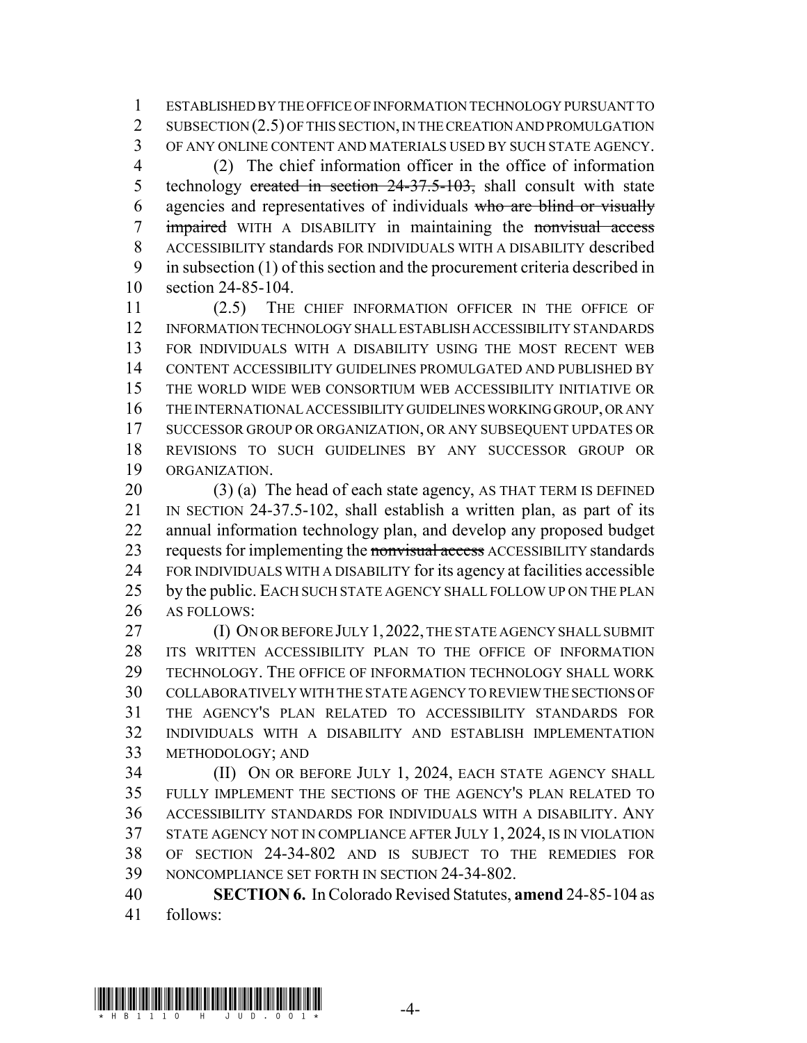ESTABLISHED BY THE OFFICE OF INFORMATION TECHNOLOGY PURSUANT TO SUBSECTION (2.5) OF THIS SECTION, IN THE CREATION AND PROMULGATION OF ANY ONLINE CONTENT AND MATERIALS USED BY SUCH STATE AGENCY.

(2) The chief information officer in the office of information technology ~~created in section 24-37.5-103,~~ shall consult with state agencies and representatives of individuals ~~who are blind or visually impaired~~ WITH A DISABILITY in maintaining the ~~nonvisual access~~ ACCESSIBILITY standards FOR INDIVIDUALS WITH A DISABILITY described in subsection (1) of this section and the procurement criteria described in section 24-85-104.

(2.5) THE CHIEF INFORMATION OFFICER IN THE OFFICE OF INFORMATION TECHNOLOGY SHALL ESTABLISH ACCESSIBILITY STANDARDS FOR INDIVIDUALS WITH A DISABILITY USING THE MOST RECENT WEB CONTENT ACCESSIBILITY GUIDELINES PROMULGATED AND PUBLISHED BY THE WORLD WIDE WEB CONSORTIUM WEB ACCESSIBILITY INITIATIVE OR THE INTERNATIONAL ACCESSIBILITY GUIDELINES WORKING GROUP, OR ANY SUCCESSOR GROUP OR ORGANIZATION, OR ANY SUBSEQUENT UPDATES OR REVISIONS TO SUCH GUIDELINES BY ANY SUCCESSOR GROUP OR ORGANIZATION.

(3) (a) The head of each state agency, AS THAT TERM IS DEFINED IN SECTION 24-37.5-102, shall establish a written plan, as part of its annual information technology plan, and develop any proposed budget requests for implementing the ~~nonvisual access~~ ACCESSIBILITY standards FOR INDIVIDUALS WITH A DISABILITY for its agency at facilities accessible by the public. EACH SUCH STATE AGENCY SHALL FOLLOW UP ON THE PLAN AS FOLLOWS:

(I) ON OR BEFORE JULY 1, 2022, THE STATE AGENCY SHALL SUBMIT ITS WRITTEN ACCESSIBILITY PLAN TO THE OFFICE OF INFORMATION TECHNOLOGY. THE OFFICE OF INFORMATION TECHNOLOGY SHALL WORK COLLABORATIVELY WITH THE STATE AGENCY TO REVIEW THE SECTIONS OF THE AGENCY'S PLAN RELATED TO ACCESSIBILITY STANDARDS FOR INDIVIDUALS WITH A DISABILITY AND ESTABLISH IMPLEMENTATION METHODOLOGY; AND

(II) ON OR BEFORE JULY 1, 2024, EACH STATE AGENCY SHALL FULLY IMPLEMENT THE SECTIONS OF THE AGENCY'S PLAN RELATED TO ACCESSIBILITY STANDARDS FOR INDIVIDUALS WITH A DISABILITY. ANY STATE AGENCY NOT IN COMPLIANCE AFTER JULY 1, 2024, IS IN VIOLATION OF SECTION 24-34-802 AND IS SUBJECT TO THE REMEDIES FOR NONCOMPLIANCE SET FORTH IN SECTION 24-34-802.

**SECTION 6.** In Colorado Revised Statutes, **amend** 24-85-104 as follows: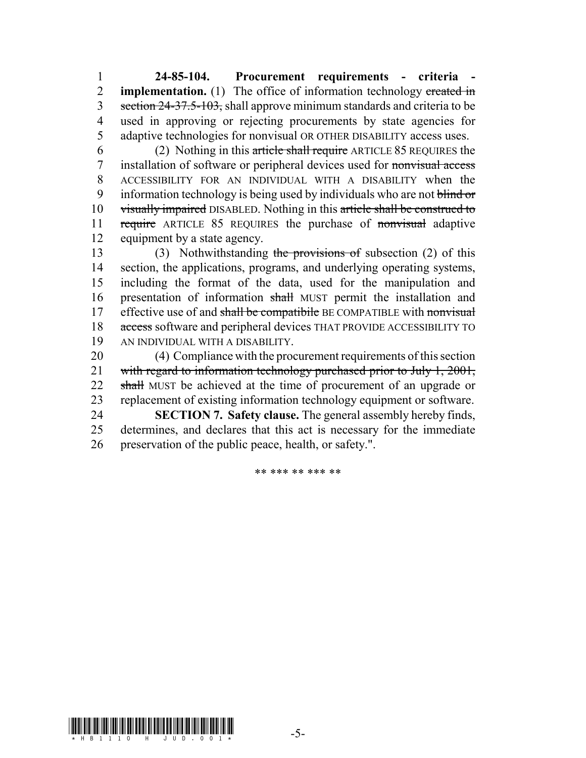**24-85-104. Procurement requirements - criteria - implementation.** (1) The office of information technology ~~created in section 24-37.5-103,~~ shall approve minimum standards and criteria to be used in approving or rejecting procurements by state agencies for adaptive technologies for nonvisual OR OTHER DISABILITY access uses.

(2) Nothing in this ~~article shall require~~ ARTICLE 85 REQUIRES the installation of software or peripheral devices used for ~~nonvisual access~~ ACCESSIBILITY FOR AN INDIVIDUAL WITH A DISABILITY when the information technology is being used by individuals who are not ~~blind or visually impaired~~ DISABLED. Nothing in this ~~article shall be construed to require~~ ARTICLE 85 REQUIRES the purchase of ~~nonvisual~~ adaptive equipment by a state agency.

(3) Nothwithstanding ~~the provisions of~~ subsection (2) of this section, the applications, programs, and underlying operating systems, including the format of the data, used for the manipulation and presentation of information ~~shall~~ MUST permit the installation and effective use of and ~~shall be compatibile~~ BE COMPATIBLE with ~~nonvisual access~~ software and peripheral devices THAT PROVIDE ACCESSIBILITY TO AN INDIVIDUAL WITH A DISABILITY.

(4) Compliance with the procurement requirements of this section ~~with regard to information technology purchased prior to July 1, 2001, shall~~ MUST be achieved at the time of procurement of an upgrade or replacement of existing information technology equipment or software.

**SECTION 7. Safety clause.** The general assembly hereby finds, determines, and declares that this act is necessary for the immediate preservation of the public peace, health, or safety.".

** *** ** *** **